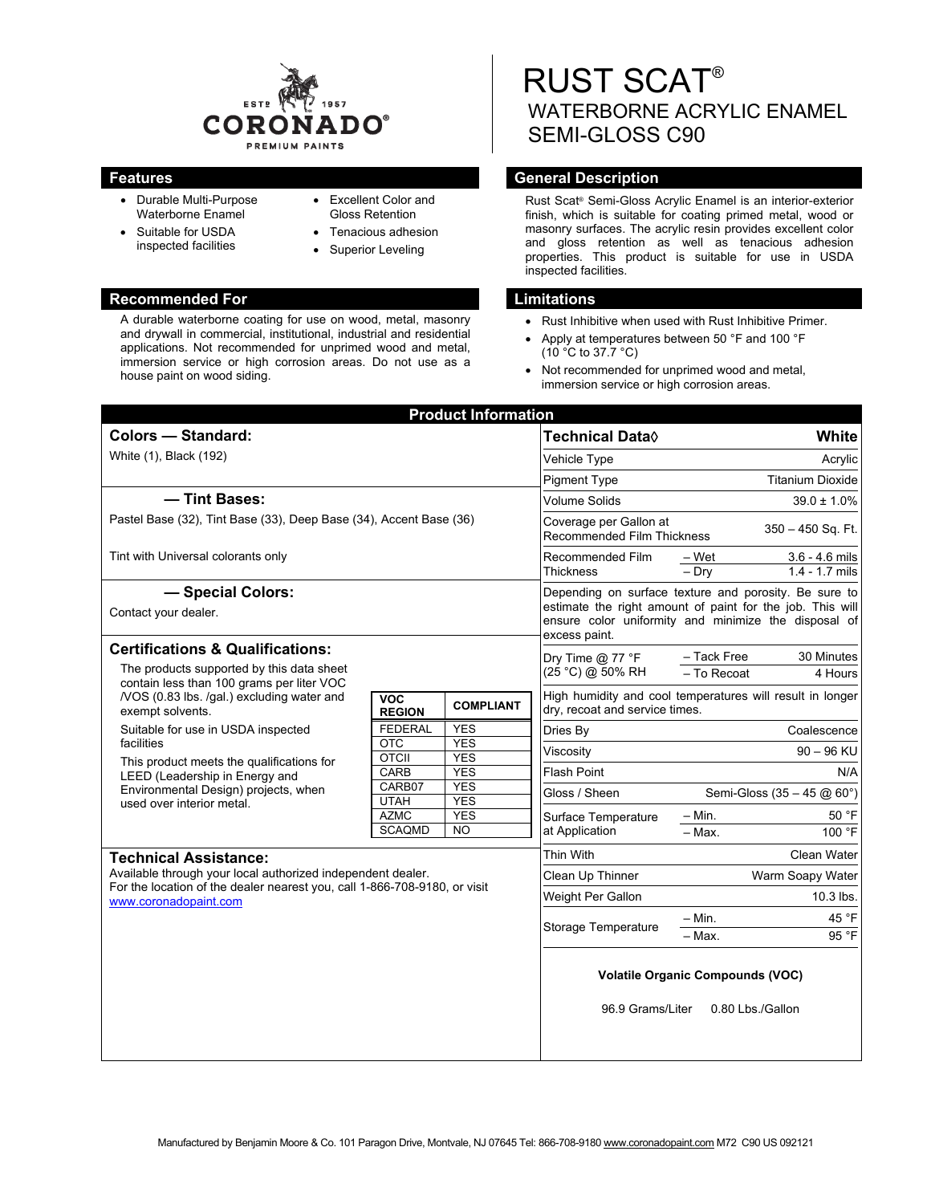# RUST SCAT®

## WATERBORNE ACRYLIC ENAMEL SEMI-GLOSS C90

CORONADO® PREMIUM PAINTS — ESTD 1957

## Features

- Durable Multi-Purpose Waterborne Enamel
- Suitable for USDA inspected facilities
- Excellent Color and Gloss Retention
- Tenacious adhesion
- Superior Leveling

## General Description

Rust Scat® Semi-Gloss Acrylic Enamel is an interior-exterior finish, which is suitable for coating primed metal, wood or masonry surfaces. The acrylic resin provides excellent color and gloss retention as well as tenacious adhesion properties. This product is suitable for use in USDA inspected facilities.

## Recommended For

A durable waterborne coating for use on wood, metal, masonry and drywall in commercial, institutional, industrial and residential applications. Not recommended for unprimed wood and metal, immersion service or high corrosion areas. Do not use as a house paint on wood siding.

## Limitations

- Rust Inhibitive when used with Rust Inhibitive Primer.
- Apply at temperatures between 50 °F and 100 °F (10 °C to 37.7 °C)
- Not recommended for unprimed wood and metal, immersion service or high corrosion areas.

## Product Information

### Colors — Standard:

White (1), Black (192)

### — Tint Bases:

Pastel Base (32), Tint Base (33), Deep Base (34), Accent Base (36)

Tint with Universal colorants only

### — Special Colors:

Contact your dealer.

### Certifications & Qualifications:

The products supported by this data sheet contain less than 100 grams per liter VOC /VOS (0.83 lbs. /gal.) excluding water and exempt solvents.

Suitable for use in USDA inspected facilities

This product meets the qualifications for LEED (Leadership in Energy and Environmental Design) projects, when used over interior metal.

| VOC REGION | COMPLIANT |
|---|---|
| FEDERAL | YES |
| OTC | YES |
| OTCII | YES |
| CARB | YES |
| CARB07 | YES |
| UTAH | YES |
| AZMC | YES |
| SCAQMD | NO |

### Technical Assistance:

Available through your local authorized independent dealer.
For the location of the dealer nearest you, call 1-866-708-9180, or visit www.coronadopaint.com

| Technical Data◊ | | White |
|---|---|---|
| Vehicle Type | | Acrylic |
| Pigment Type | | Titanium Dioxide |
| Volume Solids | | 39.0 ± 1.0% |
| Coverage per Gallon at Recommended Film Thickness | | 350 – 450 Sq. Ft. |
| Recommended Film Thickness | – Wet | 3.6 - 4.6 mils |
| | – Dry | 1.4 - 1.7 mils |
| Depending on surface texture and porosity. Be sure to estimate the right amount of paint for the job. This will ensure color uniformity and minimize the disposal of excess paint. | | |
| Dry Time @ 77 °F (25 °C) @ 50% RH | – Tack Free | 30 Minutes |
| | – To Recoat | 4 Hours |
| High humidity and cool temperatures will result in longer dry, recoat and service times. | | |
| Dries By | | Coalescence |
| Viscosity | | 90 – 96 KU |
| Flash Point | | N/A |
| Gloss / Sheen | | Semi-Gloss (35 – 45 @ 60°) |
| Surface Temperature at Application | – Min. | 50 °F |
| | – Max. | 100 °F |
| Thin With | | Clean Water |
| Clean Up Thinner | | Warm Soapy Water |
| Weight Per Gallon | | 10.3 lbs. |
| Storage Temperature | – Min. | 45 °F |
| | – Max. | 95 °F |

**Volatile Organic Compounds (VOC)**

96.9 Grams/Liter    0.80 Lbs./Gallon

Manufactured by Benjamin Moore & Co. 101 Paragon Drive, Montvale, NJ 07645 Tel: 866-708-9180 www.coronadopaint.com M72 C90 US 092121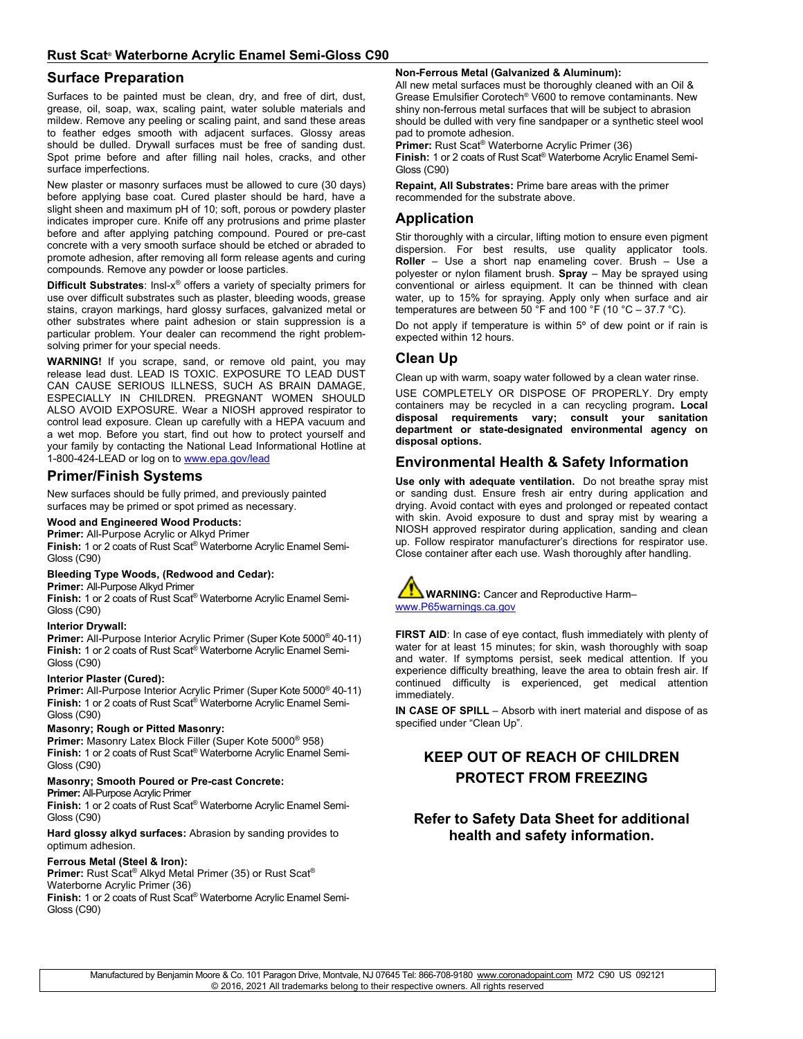## Rust Scat® Waterborne Acrylic Enamel Semi-Gloss C90

## Surface Preparation

Surfaces to be painted must be clean, dry, and free of dirt, dust, grease, oil, soap, wax, scaling paint, water soluble materials and mildew. Remove any peeling or scaling paint, and sand these areas to feather edges smooth with adjacent surfaces. Glossy areas should be dulled. Drywall surfaces must be free of sanding dust. Spot prime before and after filling nail holes, cracks, and other surface imperfections.

New plaster or masonry surfaces must be allowed to cure (30 days) before applying base coat. Cured plaster should be hard, have a slight sheen and maximum pH of 10; soft, porous or powdery plaster indicates improper cure. Knife off any protrusions and prime plaster before and after applying patching compound. Poured or pre-cast concrete with a very smooth surface should be etched or abraded to promote adhesion, after removing all form release agents and curing compounds. Remove any powder or loose particles.

**Difficult Substrates**: Insl-x® offers a variety of specialty primers for use over difficult substrates such as plaster, bleeding woods, grease stains, crayon markings, hard glossy surfaces, galvanized metal or other substrates where paint adhesion or stain suppression is a particular problem. Your dealer can recommend the right problem-solving primer for your special needs.

**WARNING!** If you scrape, sand, or remove old paint, you may release lead dust. LEAD IS TOXIC. EXPOSURE TO LEAD DUST CAN CAUSE SERIOUS ILLNESS, SUCH AS BRAIN DAMAGE, ESPECIALLY IN CHILDREN. PREGNANT WOMEN SHOULD ALSO AVOID EXPOSURE. Wear a NIOSH approved respirator to control lead exposure. Clean up carefully with a HEPA vacuum and a wet mop. Before you start, find out how to protect yourself and your family by contacting the National Lead Informational Hotline at 1-800-424-LEAD or log on to www.epa.gov/lead

## Primer/Finish Systems

New surfaces should be fully primed, and previously painted surfaces may be primed or spot primed as necessary.

**Wood and Engineered Wood Products:**
**Primer:** All-Purpose Acrylic or Alkyd Primer
**Finish:** 1 or 2 coats of Rust Scat® Waterborne Acrylic Enamel Semi-Gloss (C90)

**Bleeding Type Woods, (Redwood and Cedar):**
**Primer:** All-Purpose Alkyd Primer
**Finish:** 1 or 2 coats of Rust Scat® Waterborne Acrylic Enamel Semi-Gloss (C90)

**Interior Drywall:**
**Primer:** All-Purpose Interior Acrylic Primer (Super Kote 5000® 40-11)
**Finish:** 1 or 2 coats of Rust Scat® Waterborne Acrylic Enamel Semi-Gloss (C90)

**Interior Plaster (Cured):**
**Primer:** All-Purpose Interior Acrylic Primer (Super Kote 5000® 40-11)
**Finish:** 1 or 2 coats of Rust Scat® Waterborne Acrylic Enamel Semi-Gloss (C90)

**Masonry; Rough or Pitted Masonry:**
**Primer:** Masonry Latex Block Filler (Super Kote 5000® 958)
**Finish:** 1 or 2 coats of Rust Scat® Waterborne Acrylic Enamel Semi-Gloss (C90)

**Masonry; Smooth Poured or Pre-cast Concrete:**
**Primer:** All-Purpose Acrylic Primer
**Finish:** 1 or 2 coats of Rust Scat® Waterborne Acrylic Enamel Semi-Gloss (C90)

**Hard glossy alkyd surfaces:** Abrasion by sanding provides to optimum adhesion.

**Ferrous Metal (Steel & Iron):**
**Primer:** Rust Scat® Alkyd Metal Primer (35) or Rust Scat® Waterborne Acrylic Primer (36)
**Finish:** 1 or 2 coats of Rust Scat® Waterborne Acrylic Enamel Semi-Gloss (C90)

**Non-Ferrous Metal (Galvanized & Aluminum):**
All new metal surfaces must be thoroughly cleaned with an Oil & Grease Emulsifier Corotech® V600 to remove contaminants. New shiny non-ferrous metal surfaces that will be subject to abrasion should be dulled with very fine sandpaper or a synthetic steel wool pad to promote adhesion.
**Primer:** Rust Scat® Waterborne Acrylic Primer (36)
**Finish:** 1 or 2 coats of Rust Scat® Waterborne Acrylic Enamel Semi-Gloss (C90)

**Repaint, All Substrates:** Prime bare areas with the primer recommended for the substrate above.

## Application

Stir thoroughly with a circular, lifting motion to ensure even pigment dispersion. For best results, use quality applicator tools. **Roller** – Use a short nap enameling cover. Brush – Use a polyester or nylon filament brush. **Spray** – May be sprayed using conventional or airless equipment. It can be thinned with clean water, up to 15% for spraying. Apply only when surface and air temperatures are between 50 °F and 100 °F (10 °C – 37.7 °C).

Do not apply if temperature is within 5º of dew point or if rain is expected within 12 hours.

## Clean Up

Clean up with warm, soapy water followed by a clean water rinse.

USE COMPLETELY OR DISPOSE OF PROPERLY. Dry empty containers may be recycled in a can recycling program**. Local disposal requirements vary; consult your sanitation department or state-designated environmental agency on disposal options.**

## Environmental Health & Safety Information

**Use only with adequate ventilation.** Do not breathe spray mist or sanding dust. Ensure fresh air entry during application and drying. Avoid contact with eyes and prolonged or repeated contact with skin. Avoid exposure to dust and spray mist by wearing a NIOSH approved respirator during application, sanding and clean up. Follow respirator manufacturer's directions for respirator use. Close container after each use. Wash thoroughly after handling.

**WARNING:** Cancer and Reproductive Harm– www.P65warnings.ca.gov

**FIRST AID**: In case of eye contact, flush immediately with plenty of water for at least 15 minutes; for skin, wash thoroughly with soap and water. If symptoms persist, seek medical attention. If you experience difficulty breathing, leave the area to obtain fresh air. If continued difficulty is experienced, get medical attention immediately.

**IN CASE OF SPILL** – Absorb with inert material and dispose of as specified under "Clean Up".

**KEEP OUT OF REACH OF CHILDREN**

**PROTECT FROM FREEZING**

**Refer to Safety Data Sheet for additional health and safety information.**

Manufactured by Benjamin Moore & Co. 101 Paragon Drive, Montvale, NJ 07645 Tel: 866-708-9180 www.coronadopaint.com M72 C90 US 092121
© 2016, 2021 All trademarks belong to their respective owners. All rights reserved